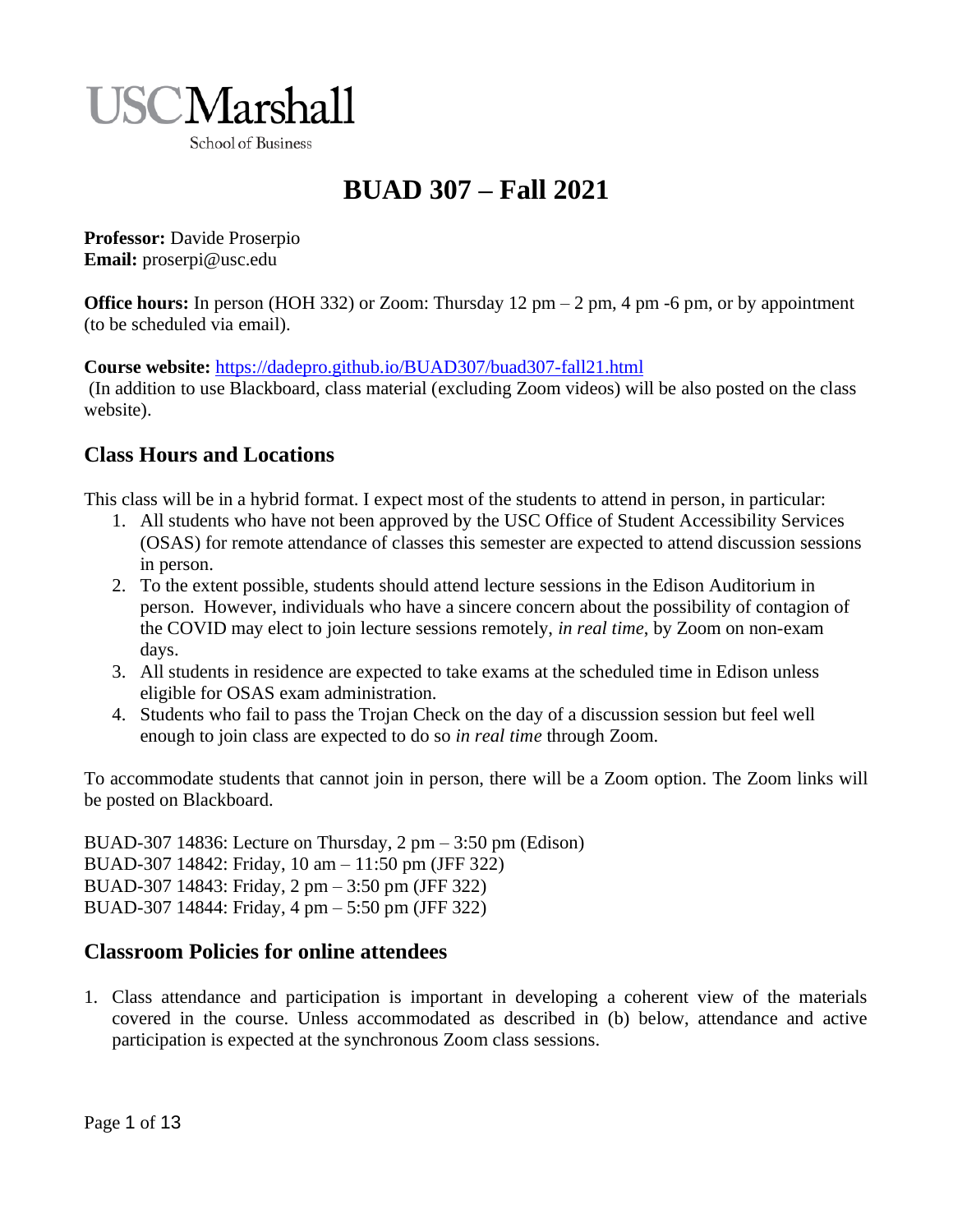USC Marshall
School of Business

# BUAD 307 – Fall 2021

**Professor:** Davide Proserpio
**Email:** proserpi@usc.edu

**Office hours:** In person (HOH 332) or Zoom: Thursday 12 pm – 2 pm, 4 pm -6 pm, or by appointment (to be scheduled via email).

**Course website:** https://dadepro.github.io/BUAD307/buad307-fall21.html
(In addition to use Blackboard, class material (excluding Zoom videos) will be also posted on the class website).

## Class Hours and Locations

This class will be in a hybrid format. I expect most of the students to attend in person, in particular:

1. All students who have not been approved by the USC Office of Student Accessibility Services (OSAS) for remote attendance of classes this semester are expected to attend discussion sessions in person.
2. To the extent possible, students should attend lecture sessions in the Edison Auditorium in person. However, individuals who have a sincere concern about the possibility of contagion of the COVID may elect to join lecture sessions remotely, *in real time*, by Zoom on non-exam days.
3. All students in residence are expected to take exams at the scheduled time in Edison unless eligible for OSAS exam administration.
4. Students who fail to pass the Trojan Check on the day of a discussion session but feel well enough to join class are expected to do so *in real time* through Zoom.

To accommodate students that cannot join in person, there will be a Zoom option. The Zoom links will be posted on Blackboard.

BUAD-307 14836: Lecture on Thursday, 2 pm – 3:50 pm (Edison)
BUAD-307 14842: Friday, 10 am – 11:50 pm (JFF 322)
BUAD-307 14843: Friday, 2 pm – 3:50 pm (JFF 322)
BUAD-307 14844: Friday, 4 pm – 5:50 pm (JFF 322)

## Classroom Policies for online attendees

1. Class attendance and participation is important in developing a coherent view of the materials covered in the course. Unless accommodated as described in (b) below, attendance and active participation is expected at the synchronous Zoom class sessions.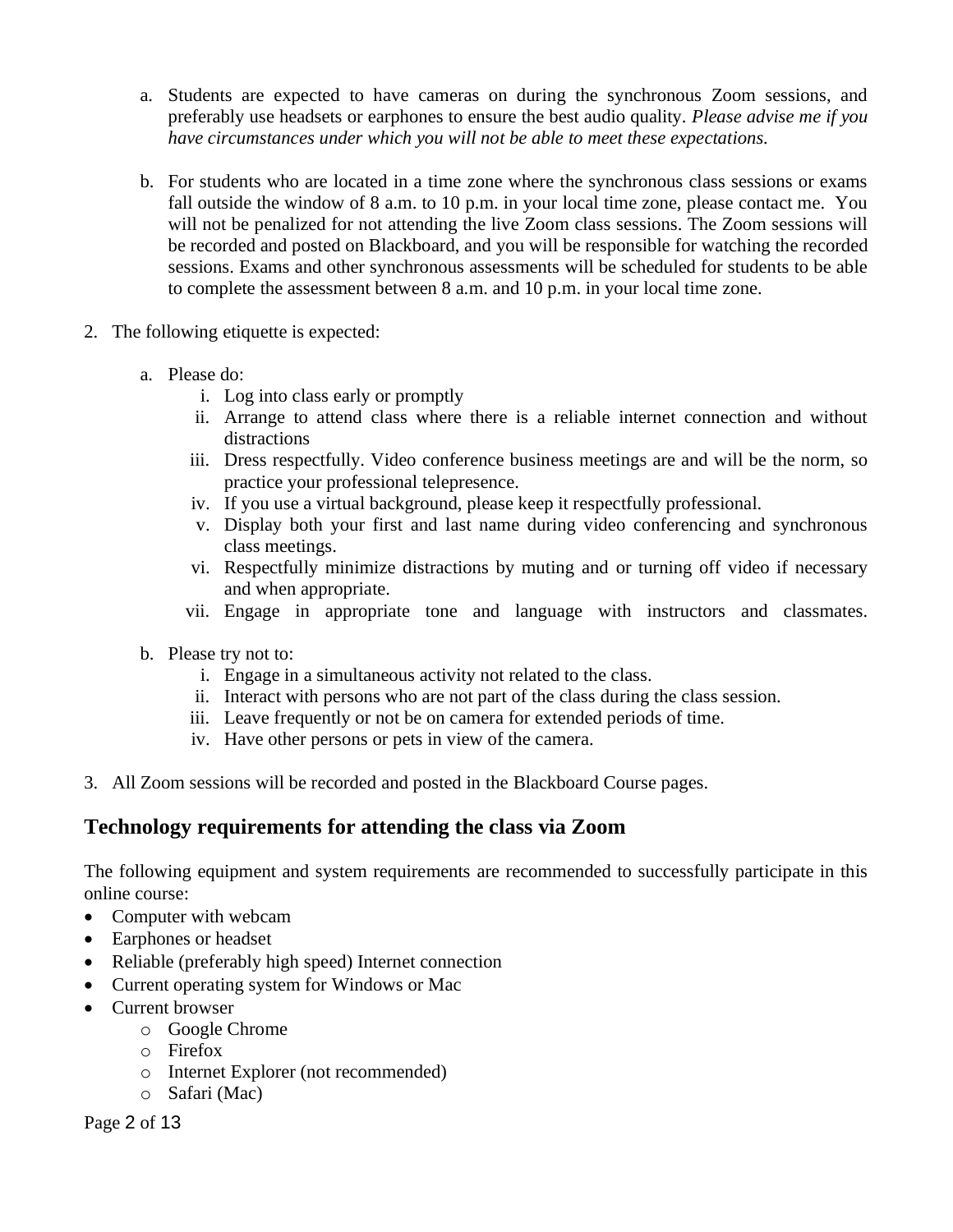a. Students are expected to have cameras on during the synchronous Zoom sessions, and preferably use headsets or earphones to ensure the best audio quality. *Please advise me if you have circumstances under which you will not be able to meet these expectations.*

b. For students who are located in a time zone where the synchronous class sessions or exams fall outside the window of 8 a.m. to 10 p.m. in your local time zone, please contact me. You will not be penalized for not attending the live Zoom class sessions. The Zoom sessions will be recorded and posted on Blackboard, and you will be responsible for watching the recorded sessions. Exams and other synchronous assessments will be scheduled for students to be able to complete the assessment between 8 a.m. and 10 p.m. in your local time zone.

2. The following etiquette is expected:

   a. Please do:
      i. Log into class early or promptly
      ii. Arrange to attend class where there is a reliable internet connection and without distractions
      iii. Dress respectfully. Video conference business meetings are and will be the norm, so practice your professional telepresence.
      iv. If you use a virtual background, please keep it respectfully professional.
      v. Display both your first and last name during video conferencing and synchronous class meetings.
      vi. Respectfully minimize distractions by muting and or turning off video if necessary and when appropriate.
      vii. Engage in appropriate tone and language with instructors and classmates.

   b. Please try not to:
      i. Engage in a simultaneous activity not related to the class.
      ii. Interact with persons who are not part of the class during the class session.
      iii. Leave frequently or not be on camera for extended periods of time.
      iv. Have other persons or pets in view of the camera.

3. All Zoom sessions will be recorded and posted in the Blackboard Course pages.

## Technology requirements for attending the class via Zoom

The following equipment and system requirements are recommended to successfully participate in this online course:

- Computer with webcam
- Earphones or headset
- Reliable (preferably high speed) Internet connection
- Current operating system for Windows or Mac
- Current browser
  - Google Chrome
  - Firefox
  - Internet Explorer (not recommended)
  - Safari (Mac)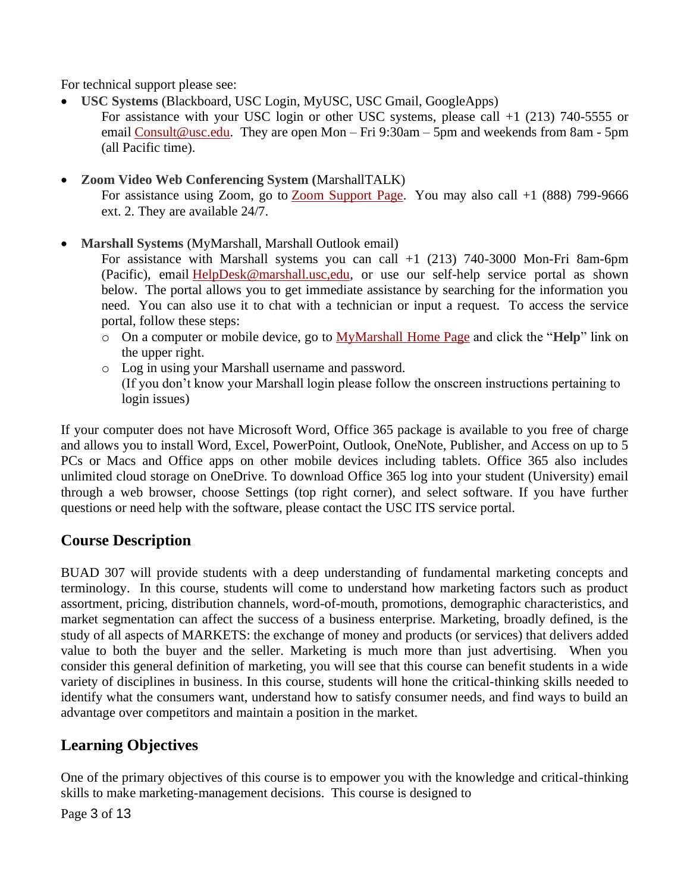For technical support please see:

- **USC Systems** (Blackboard, USC Login, MyUSC, USC Gmail, GoogleApps)
  For assistance with your USC login or other USC systems, please call +1 (213) 740-5555 or email Consult@usc.edu. They are open Mon – Fri 9:30am – 5pm and weekends from 8am - 5pm (all Pacific time).

- **Zoom Video Web Conferencing System (**MarshallTALK)
  For assistance using Zoom, go to Zoom Support Page. You may also call +1 (888) 799-9666 ext. 2. They are available 24/7.

- **Marshall Systems** (MyMarshall, Marshall Outlook email)
  For assistance with Marshall systems you can call +1 (213) 740-3000 Mon-Fri 8am-6pm (Pacific), email HelpDesk@marshall.usc,edu, or use our self-help service portal as shown below. The portal allows you to get immediate assistance by searching for the information you need. You can also use it to chat with a technician or input a request. To access the service portal, follow these steps:
  - On a computer or mobile device, go to MyMarshall Home Page and click the "**Help**" link on the upper right.
  - Log in using your Marshall username and password.
    (If you don't know your Marshall login please follow the onscreen instructions pertaining to login issues)

If your computer does not have Microsoft Word, Office 365 package is available to you free of charge and allows you to install Word, Excel, PowerPoint, Outlook, OneNote, Publisher, and Access on up to 5 PCs or Macs and Office apps on other mobile devices including tablets. Office 365 also includes unlimited cloud storage on OneDrive. To download Office 365 log into your student (University) email through a web browser, choose Settings (top right corner), and select software. If you have further questions or need help with the software, please contact the USC ITS service portal.

## Course Description

BUAD 307 will provide students with a deep understanding of fundamental marketing concepts and terminology. In this course, students will come to understand how marketing factors such as product assortment, pricing, distribution channels, word-of-mouth, promotions, demographic characteristics, and market segmentation can affect the success of a business enterprise. Marketing, broadly defined, is the study of all aspects of MARKETS: the exchange of money and products (or services) that delivers added value to both the buyer and the seller. Marketing is much more than just advertising. When you consider this general definition of marketing, you will see that this course can benefit students in a wide variety of disciplines in business. In this course, students will hone the critical-thinking skills needed to identify what the consumers want, understand how to satisfy consumer needs, and find ways to build an advantage over competitors and maintain a position in the market.

## Learning Objectives

One of the primary objectives of this course is to empower you with the knowledge and critical-thinking skills to make marketing-management decisions. This course is designed to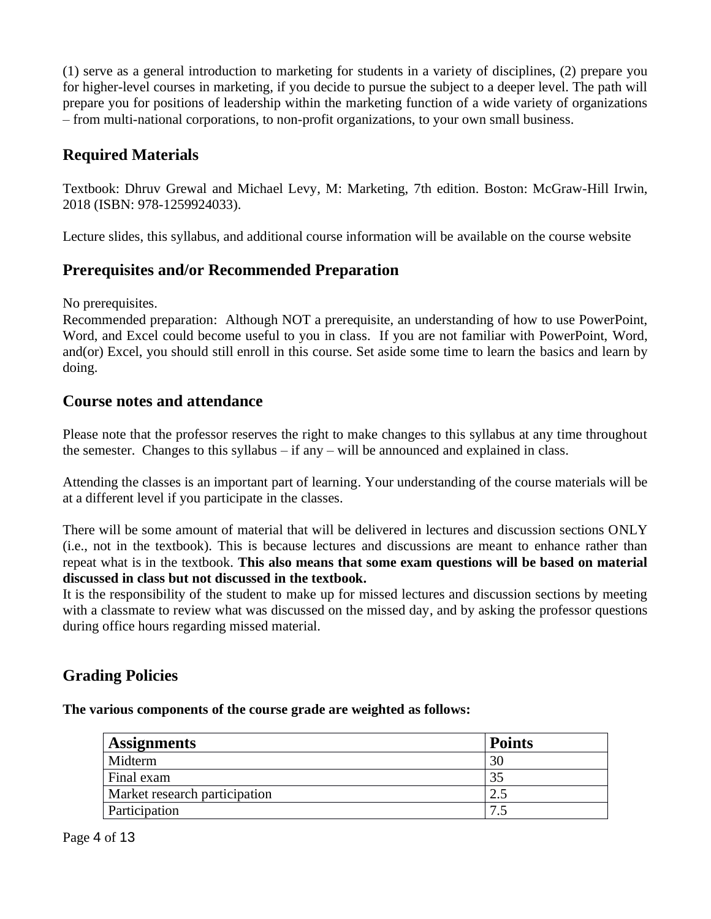(1) serve as a general introduction to marketing for students in a variety of disciplines, (2) prepare you for higher-level courses in marketing, if you decide to pursue the subject to a deeper level. The path will prepare you for positions of leadership within the marketing function of a wide variety of organizations – from multi-national corporations, to non-profit organizations, to your own small business.

## Required Materials

Textbook: Dhruv Grewal and Michael Levy, M: Marketing, 7th edition. Boston: McGraw-Hill Irwin, 2018 (ISBN: 978-1259924033).

Lecture slides, this syllabus, and additional course information will be available on the course website

## Prerequisites and/or Recommended Preparation

No prerequisites.
Recommended preparation: Although NOT a prerequisite, an understanding of how to use PowerPoint, Word, and Excel could become useful to you in class. If you are not familiar with PowerPoint, Word, and(or) Excel, you should still enroll in this course. Set aside some time to learn the basics and learn by doing.

## Course notes and attendance

Please note that the professor reserves the right to make changes to this syllabus at any time throughout the semester. Changes to this syllabus – if any – will be announced and explained in class.

Attending the classes is an important part of learning. Your understanding of the course materials will be at a different level if you participate in the classes.

There will be some amount of material that will be delivered in lectures and discussion sections ONLY (i.e., not in the textbook). This is because lectures and discussions are meant to enhance rather than repeat what is in the textbook. **This also means that some exam questions will be based on material discussed in class but not discussed in the textbook.**
It is the responsibility of the student to make up for missed lectures and discussion sections by meeting with a classmate to review what was discussed on the missed day, and by asking the professor questions during office hours regarding missed material.

## Grading Policies

**The various components of the course grade are weighted as follows:**

| Assignments | Points |
|---|---|
| Midterm | 30 |
| Final exam | 35 |
| Market research participation | 2.5 |
| Participation | 7.5 |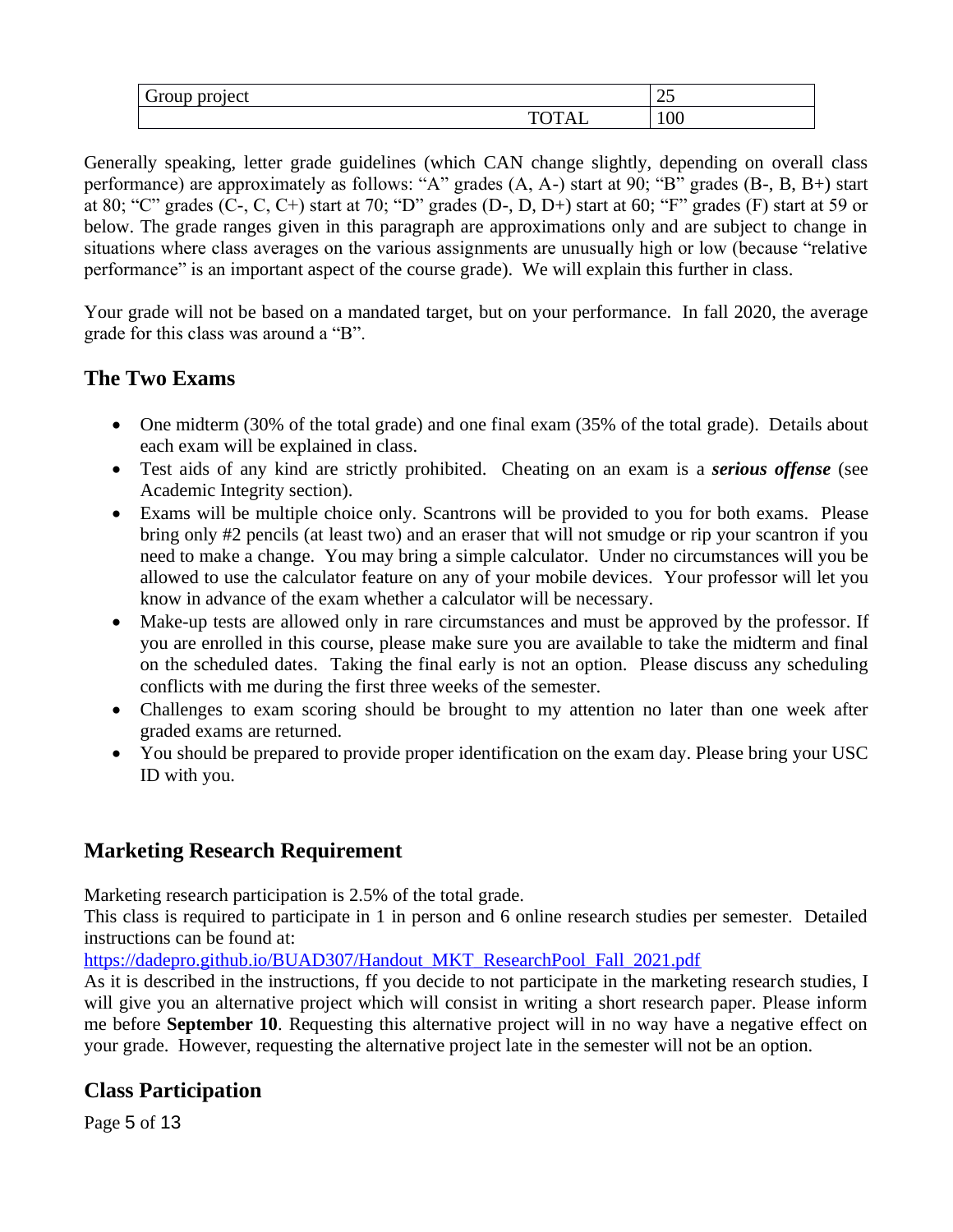| | |
|---|---|
| Group project | 25 |
| TOTAL | 100 |

Generally speaking, letter grade guidelines (which CAN change slightly, depending on overall class performance) are approximately as follows: "A" grades (A, A-) start at 90; "B" grades (B-, B, B+) start at 80; "C" grades (C-, C, C+) start at 70; "D" grades (D-, D, D+) start at 60; "F" grades (F) start at 59 or below. The grade ranges given in this paragraph are approximations only and are subject to change in situations where class averages on the various assignments are unusually high or low (because "relative performance" is an important aspect of the course grade). We will explain this further in class.

Your grade will not be based on a mandated target, but on your performance. In fall 2020, the average grade for this class was around a "B".

## The Two Exams

- One midterm (30% of the total grade) and one final exam (35% of the total grade). Details about each exam will be explained in class.
- Test aids of any kind are strictly prohibited. Cheating on an exam is a ***serious offense*** (see Academic Integrity section).
- Exams will be multiple choice only. Scantrons will be provided to you for both exams. Please bring only #2 pencils (at least two) and an eraser that will not smudge or rip your scantron if you need to make a change. You may bring a simple calculator. Under no circumstances will you be allowed to use the calculator feature on any of your mobile devices. Your professor will let you know in advance of the exam whether a calculator will be necessary.
- Make-up tests are allowed only in rare circumstances and must be approved by the professor. If you are enrolled in this course, please make sure you are available to take the midterm and final on the scheduled dates. Taking the final early is not an option. Please discuss any scheduling conflicts with me during the first three weeks of the semester.
- Challenges to exam scoring should be brought to my attention no later than one week after graded exams are returned.
- You should be prepared to provide proper identification on the exam day. Please bring your USC ID with you.

## Marketing Research Requirement

Marketing research participation is 2.5% of the total grade.
This class is required to participate in 1 in person and 6 online research studies per semester. Detailed instructions can be found at:
https://dadepro.github.io/BUAD307/Handout_MKT_ResearchPool_Fall_2021.pdf
As it is described in the instructions, ff you decide to not participate in the marketing research studies, I will give you an alternative project which will consist in writing a short research paper. Please inform me before **September 10**. Requesting this alternative project will in no way have a negative effect on your grade. However, requesting the alternative project late in the semester will not be an option.

## Class Participation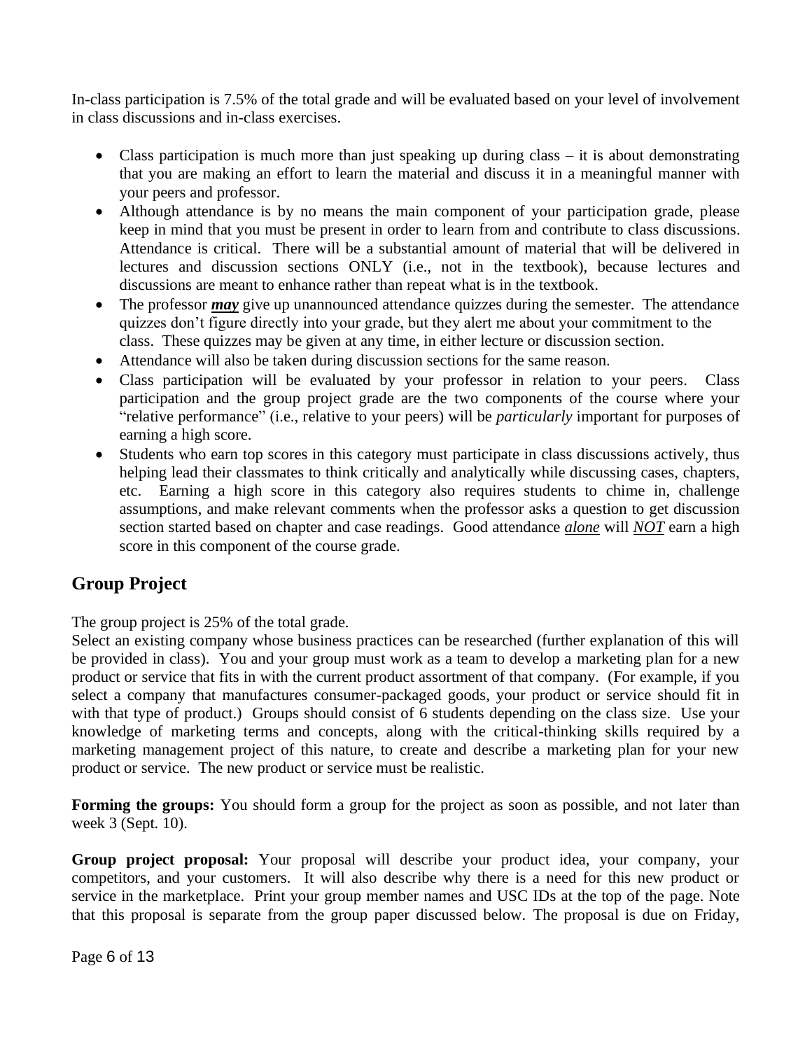In-class participation is 7.5% of the total grade and will be evaluated based on your level of involvement in class discussions and in-class exercises.

- Class participation is much more than just speaking up during class – it is about demonstrating that you are making an effort to learn the material and discuss it in a meaningful manner with your peers and professor.
- Although attendance is by no means the main component of your participation grade, please keep in mind that you must be present in order to learn from and contribute to class discussions. Attendance is critical. There will be a substantial amount of material that will be delivered in lectures and discussion sections ONLY (i.e., not in the textbook), because lectures and discussions are meant to enhance rather than repeat what is in the textbook.
- The professor ***may*** give up unannounced attendance quizzes during the semester. The attendance quizzes don't figure directly into your grade, but they alert me about your commitment to the class. These quizzes may be given at any time, in either lecture or discussion section.
- Attendance will also be taken during discussion sections for the same reason.
- Class participation will be evaluated by your professor in relation to your peers. Class participation and the group project grade are the two components of the course where your "relative performance" (i.e., relative to your peers) will be *particularly* important for purposes of earning a high score.
- Students who earn top scores in this category must participate in class discussions actively, thus helping lead their classmates to think critically and analytically while discussing cases, chapters, etc. Earning a high score in this category also requires students to chime in, challenge assumptions, and make relevant comments when the professor asks a question to get discussion section started based on chapter and case readings. Good attendance ***alone*** will ***NOT*** earn a high score in this component of the course grade.

## Group Project

The group project is 25% of the total grade.

Select an existing company whose business practices can be researched (further explanation of this will be provided in class). You and your group must work as a team to develop a marketing plan for a new product or service that fits in with the current product assortment of that company. (For example, if you select a company that manufactures consumer-packaged goods, your product or service should fit in with that type of product.) Groups should consist of 6 students depending on the class size. Use your knowledge of marketing terms and concepts, along with the critical-thinking skills required by a marketing management project of this nature, to create and describe a marketing plan for your new product or service. The new product or service must be realistic.

**Forming the groups:** You should form a group for the project as soon as possible, and not later than week 3 (Sept. 10).

**Group project proposal:** Your proposal will describe your product idea, your company, your competitors, and your customers. It will also describe why there is a need for this new product or service in the marketplace. Print your group member names and USC IDs at the top of the page. Note that this proposal is separate from the group paper discussed below. The proposal is due on Friday,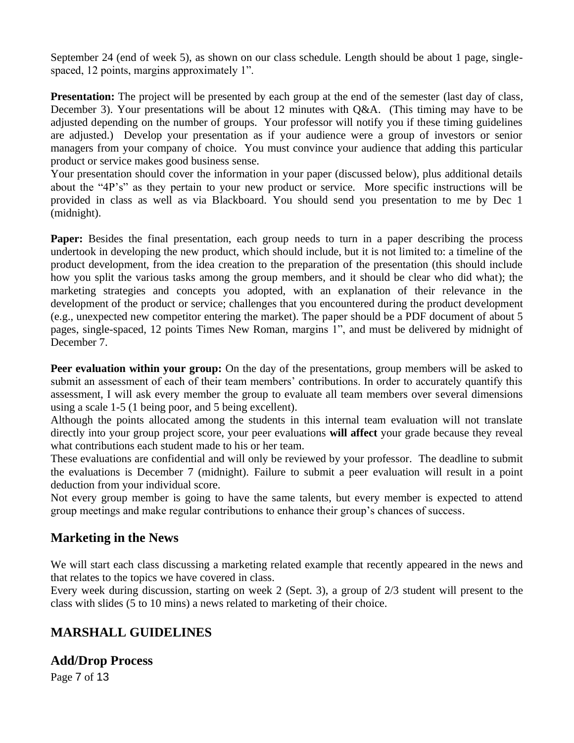September 24 (end of week 5), as shown on our class schedule. Length should be about 1 page, single-spaced, 12 points, margins approximately 1".

**Presentation:** The project will be presented by each group at the end of the semester (last day of class, December 3). Your presentations will be about 12 minutes with Q&A. (This timing may have to be adjusted depending on the number of groups. Your professor will notify you if these timing guidelines are adjusted.) Develop your presentation as if your audience were a group of investors or senior managers from your company of choice. You must convince your audience that adding this particular product or service makes good business sense.

Your presentation should cover the information in your paper (discussed below), plus additional details about the "4P's" as they pertain to your new product or service. More specific instructions will be provided in class as well as via Blackboard. You should send you presentation to me by Dec 1 (midnight).

**Paper:** Besides the final presentation, each group needs to turn in a paper describing the process undertook in developing the new product, which should include, but it is not limited to: a timeline of the product development, from the idea creation to the preparation of the presentation (this should include how you split the various tasks among the group members, and it should be clear who did what); the marketing strategies and concepts you adopted, with an explanation of their relevance in the development of the product or service; challenges that you encountered during the product development (e.g., unexpected new competitor entering the market). The paper should be a PDF document of about 5 pages, single-spaced, 12 points Times New Roman, margins 1", and must be delivered by midnight of December 7.

**Peer evaluation within your group:** On the day of the presentations, group members will be asked to submit an assessment of each of their team members' contributions. In order to accurately quantify this assessment, I will ask every member the group to evaluate all team members over several dimensions using a scale 1-5 (1 being poor, and 5 being excellent).

Although the points allocated among the students in this internal team evaluation will not translate directly into your group project score, your peer evaluations **will affect** your grade because they reveal what contributions each student made to his or her team.

These evaluations are confidential and will only be reviewed by your professor. The deadline to submit the evaluations is December 7 (midnight). Failure to submit a peer evaluation will result in a point deduction from your individual score.

Not every group member is going to have the same talents, but every member is expected to attend group meetings and make regular contributions to enhance their group's chances of success.

## Marketing in the News

We will start each class discussing a marketing related example that recently appeared in the news and that relates to the topics we have covered in class.

Every week during discussion, starting on week 2 (Sept. 3), a group of 2/3 student will present to the class with slides (5 to 10 mins) a news related to marketing of their choice.

## MARSHALL GUIDELINES

## Add/Drop Process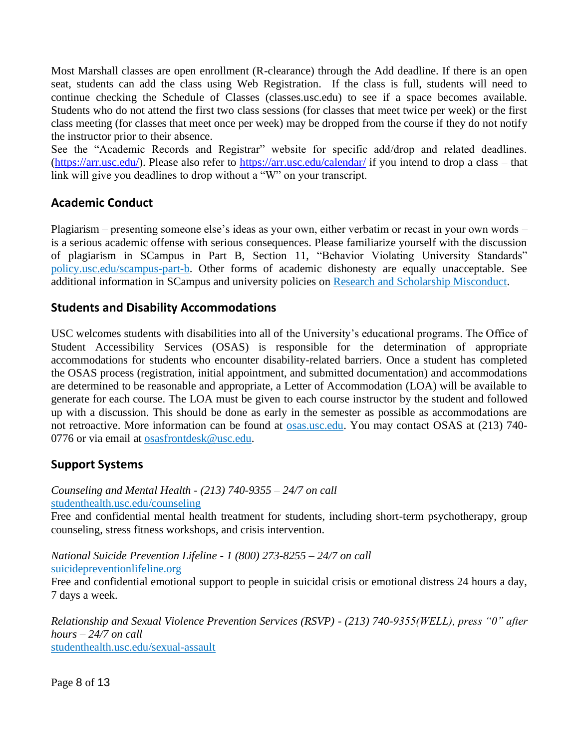Most Marshall classes are open enrollment (R-clearance) through the Add deadline. If there is an open seat, students can add the class using Web Registration. If the class is full, students will need to continue checking the Schedule of Classes (classes.usc.edu) to see if a space becomes available. Students who do not attend the first two class sessions (for classes that meet twice per week) or the first class meeting (for classes that meet once per week) may be dropped from the course if they do not notify the instructor prior to their absence.
See the "Academic Records and Registrar" website for specific add/drop and related deadlines. (https://arr.usc.edu/). Please also refer to https://arr.usc.edu/calendar/ if you intend to drop a class – that link will give you deadlines to drop without a "W" on your transcript.

## Academic Conduct

Plagiarism – presenting someone else's ideas as your own, either verbatim or recast in your own words – is a serious academic offense with serious consequences. Please familiarize yourself with the discussion of plagiarism in SCampus in Part B, Section 11, "Behavior Violating University Standards" policy.usc.edu/scampus-part-b. Other forms of academic dishonesty are equally unacceptable. See additional information in SCampus and university policies on Research and Scholarship Misconduct.

## Students and Disability Accommodations

USC welcomes students with disabilities into all of the University's educational programs. The Office of Student Accessibility Services (OSAS) is responsible for the determination of appropriate accommodations for students who encounter disability-related barriers. Once a student has completed the OSAS process (registration, initial appointment, and submitted documentation) and accommodations are determined to be reasonable and appropriate, a Letter of Accommodation (LOA) will be available to generate for each course. The LOA must be given to each course instructor by the student and followed up with a discussion. This should be done as early in the semester as possible as accommodations are not retroactive. More information can be found at osas.usc.edu. You may contact OSAS at (213) 740-0776 or via email at osasfrontdesk@usc.edu.

## Support Systems

*Counseling and Mental Health - (213) 740-9355 – 24/7 on call*
studenthealth.usc.edu/counseling
Free and confidential mental health treatment for students, including short-term psychotherapy, group counseling, stress fitness workshops, and crisis intervention.

*National Suicide Prevention Lifeline - 1 (800) 273-8255 – 24/7 on call*
suicidepreventionlifeline.org
Free and confidential emotional support to people in suicidal crisis or emotional distress 24 hours a day, 7 days a week.

*Relationship and Sexual Violence Prevention Services (RSVP) - (213) 740-9355(WELL), press "0" after hours – 24/7 on call*
studenthealth.usc.edu/sexual-assault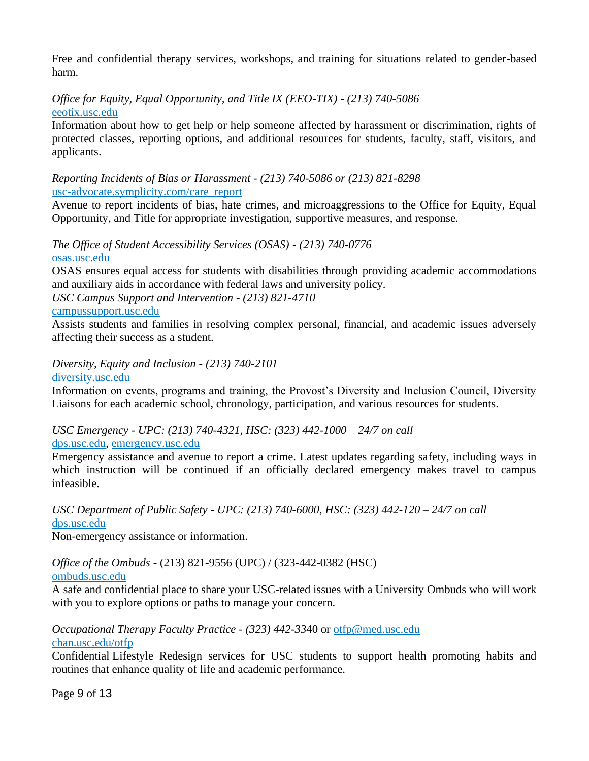Free and confidential therapy services, workshops, and training for situations related to gender-based harm.

*Office for Equity, Equal Opportunity, and Title IX (EEO-TIX) - (213) 740-5086*
[eeotix.usc.edu](eeotix.usc.edu)
Information about how to get help or help someone affected by harassment or discrimination, rights of protected classes, reporting options, and additional resources for students, faculty, staff, visitors, and applicants.

*Reporting Incidents of Bias or Harassment - (213) 740-5086 or (213) 821-8298*
[usc-advocate.symplicity.com/care_report](usc-advocate.symplicity.com/care_report)
Avenue to report incidents of bias, hate crimes, and microaggressions to the Office for Equity, Equal Opportunity, and Title for appropriate investigation, supportive measures, and response.

*The Office of Student Accessibility Services (OSAS) - (213) 740-0776*
[osas.usc.edu](osas.usc.edu)
OSAS ensures equal access for students with disabilities through providing academic accommodations and auxiliary aids in accordance with federal laws and university policy.
*USC Campus Support and Intervention - (213) 821-4710*
[campussupport.usc.edu](campussupport.usc.edu)
Assists students and families in resolving complex personal, financial, and academic issues adversely affecting their success as a student.

*Diversity, Equity and Inclusion - (213) 740-2101*
[diversity.usc.edu](diversity.usc.edu)
Information on events, programs and training, the Provost's Diversity and Inclusion Council, Diversity Liaisons for each academic school, chronology, participation, and various resources for students.

*USC Emergency - UPC: (213) 740-4321, HSC: (323) 442-1000 – 24/7 on call*
[dps.usc.edu](dps.usc.edu), [emergency.usc.edu](emergency.usc.edu)
Emergency assistance and avenue to report a crime. Latest updates regarding safety, including ways in which instruction will be continued if an officially declared emergency makes travel to campus infeasible.

*USC Department of Public Safety - UPC: (213) 740-6000, HSC: (323) 442-120 – 24/7 on call*
[dps.usc.edu](dps.usc.edu)
Non-emergency assistance or information.

*Office of the Ombuds* - (213) 821-9556 (UPC) / (323-442-0382 (HSC)
[ombuds.usc.edu](ombuds.usc.edu)
A safe and confidential place to share your USC-related issues with a University Ombuds who will work with you to explore options or paths to manage your concern.

*Occupational Therapy Faculty Practice - (323) 442-33*40 or [otfp@med.usc.edu](mailto:otfp@med.usc.edu)
[chan.usc.edu/otfp](chan.usc.edu/otfp)
Confidential Lifestyle Redesign services for USC students to support health promoting habits and routines that enhance quality of life and academic performance.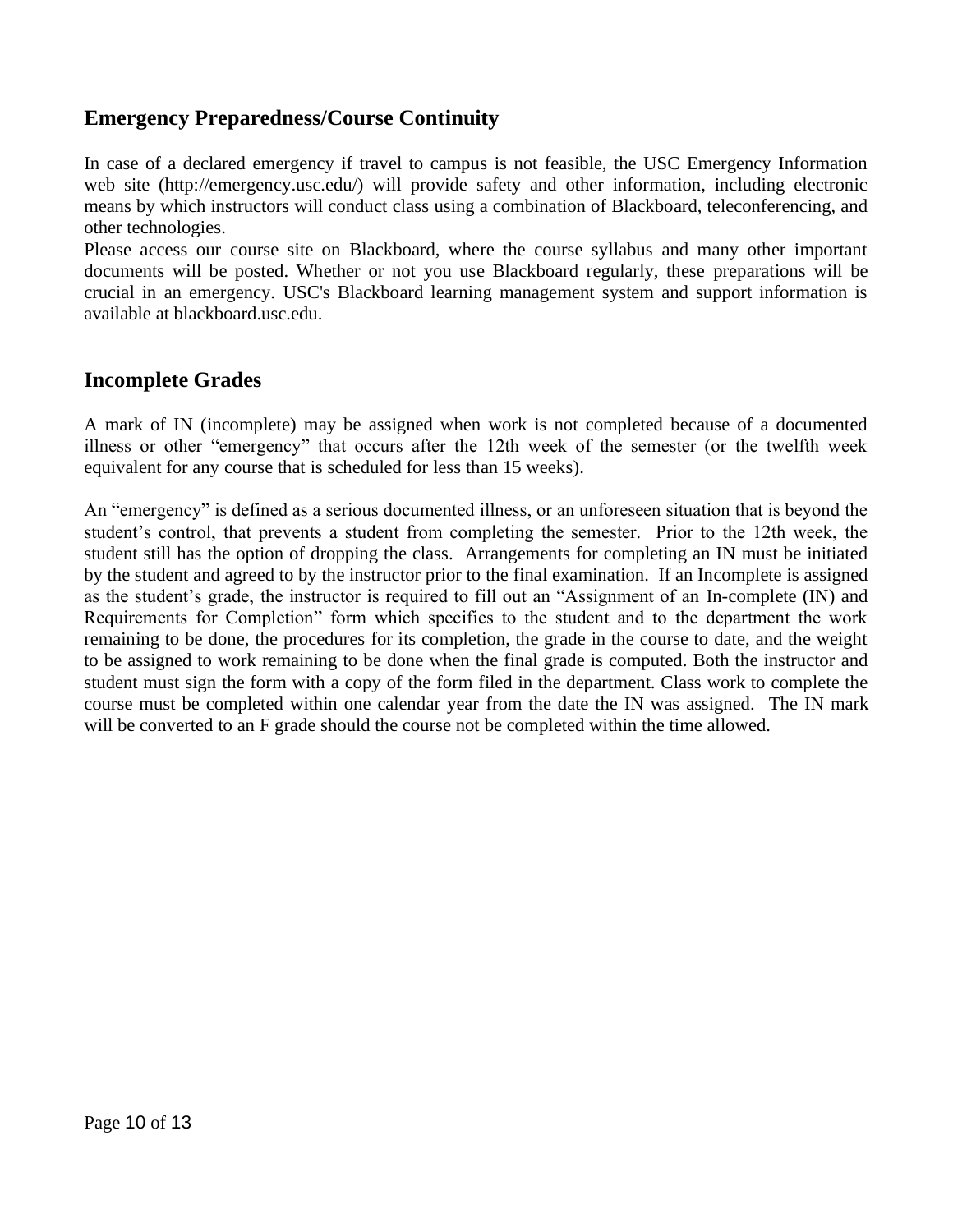## Emergency Preparedness/Course Continuity

In case of a declared emergency if travel to campus is not feasible, the USC Emergency Information web site (http://emergency.usc.edu/) will provide safety and other information, including electronic means by which instructors will conduct class using a combination of Blackboard, teleconferencing, and other technologies.

Please access our course site on Blackboard, where the course syllabus and many other important documents will be posted. Whether or not you use Blackboard regularly, these preparations will be crucial in an emergency. USC's Blackboard learning management system and support information is available at blackboard.usc.edu.

## Incomplete Grades

A mark of IN (incomplete) may be assigned when work is not completed because of a documented illness or other "emergency" that occurs after the 12th week of the semester (or the twelfth week equivalent for any course that is scheduled for less than 15 weeks).

An "emergency" is defined as a serious documented illness, or an unforeseen situation that is beyond the student's control, that prevents a student from completing the semester. Prior to the 12th week, the student still has the option of dropping the class. Arrangements for completing an IN must be initiated by the student and agreed to by the instructor prior to the final examination. If an Incomplete is assigned as the student's grade, the instructor is required to fill out an "Assignment of an In-complete (IN) and Requirements for Completion" form which specifies to the student and to the department the work remaining to be done, the procedures for its completion, the grade in the course to date, and the weight to be assigned to work remaining to be done when the final grade is computed. Both the instructor and student must sign the form with a copy of the form filed in the department. Class work to complete the course must be completed within one calendar year from the date the IN was assigned. The IN mark will be converted to an F grade should the course not be completed within the time allowed.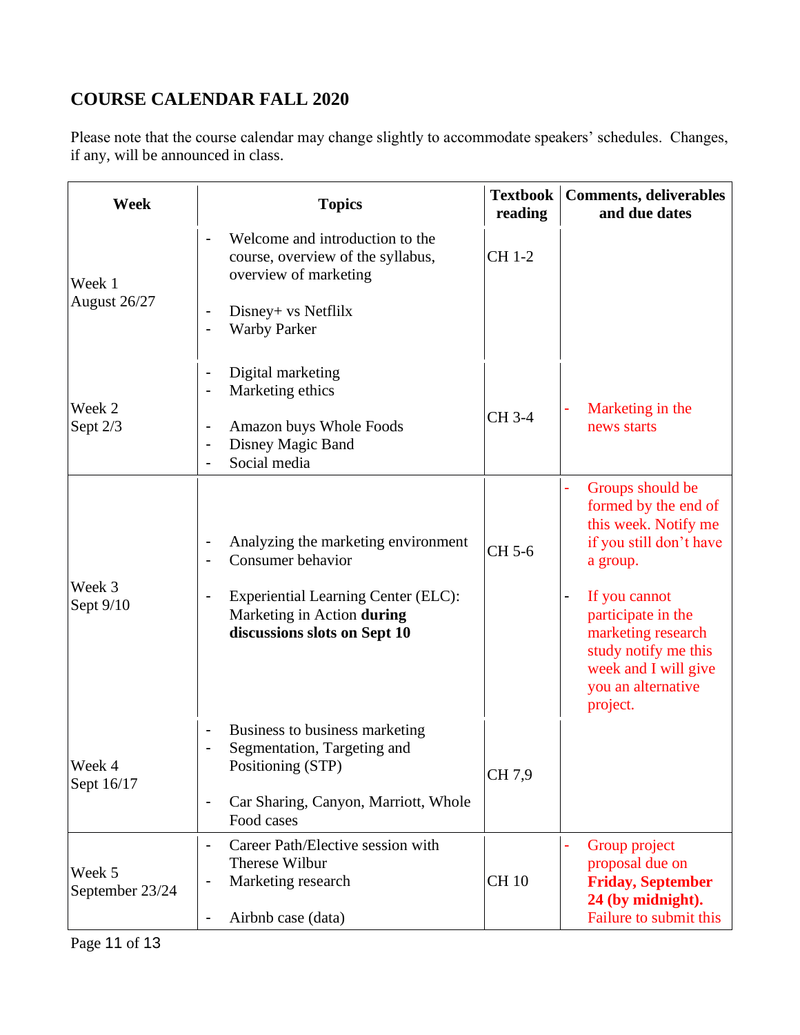## COURSE CALENDAR FALL 2020

Please note that the course calendar may change slightly to accommodate speakers' schedules. Changes, if any, will be announced in class.

| Week | Topics | Textbook reading | Comments, deliverables and due dates |
|---|---|---|---|
| Week 1 August 26/27 | - Welcome and introduction to the course, overview of the syllabus, overview of marketing<br><br>- Disney+ vs Netflilx<br>- Warby Parker | CH 1-2 | |
| Week 2 Sept 2/3 | - Digital marketing<br>- Marketing ethics<br><br>- Amazon buys Whole Foods<br>- Disney Magic Band<br>- Social media | CH 3-4 | - Marketing in the news starts |
| Week 3 Sept 9/10 | - Analyzing the marketing environment<br>- Consumer behavior<br><br>- Experiential Learning Center (ELC): Marketing in Action **during discussions slots on Sept 10** | CH 5-6 | - Groups should be formed by the end of this week. Notify me if you still don't have a group.<br><br>- If you cannot participate in the marketing research study notify me this week and I will give you an alternative project. |
| Week 4 Sept 16/17 | - Business to business marketing<br>- Segmentation, Targeting and Positioning (STP)<br><br>- Car Sharing, Canyon, Marriott, Whole Food cases | CH 7,9 | |
| Week 5 September 23/24 | - Career Path/Elective session with Therese Wilbur<br>- Marketing research<br><br>- Airbnb case (data) | CH 10 | - Group project proposal due on **Friday, September 24 (by midnight).** Failure to submit this |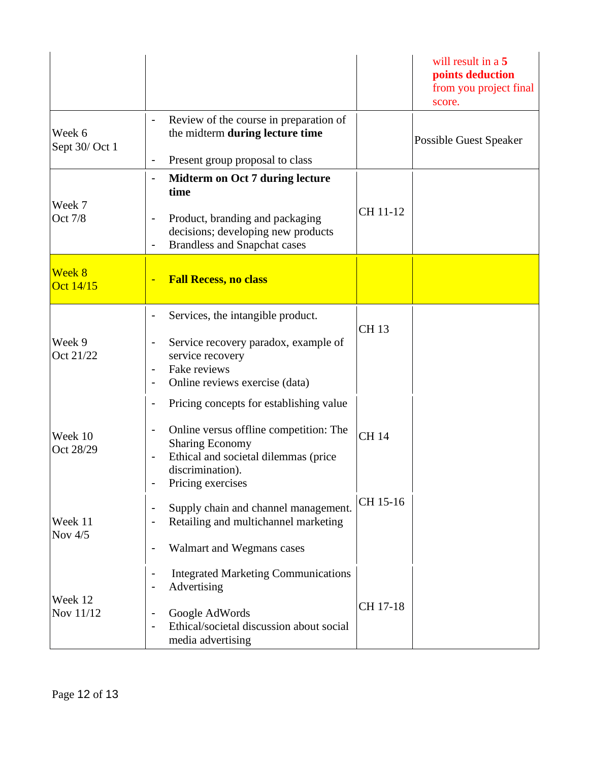| | | | |
|---|---|---|---|
| | | | will result in a **5 points deduction** from you project final score. |
| Week 6<br>Sept 30/ Oct 1 | - Review of the course in preparation of the midterm **during lecture time**<br><br>- Present group proposal to class | | Possible Guest Speaker |
| Week 7<br>Oct 7/8 | - **Midterm on Oct 7 during lecture time**<br><br>- Product, branding and packaging decisions; developing new products<br>- Brandless and Snapchat cases | CH 11-12 | |
| Week 8<br>Oct 14/15 | - **Fall Recess, no class** | | |
| Week 9<br>Oct 21/22 | - Services, the intangible product.<br><br>- Service recovery paradox, example of service recovery<br>- Fake reviews<br>- Online reviews exercise (data) | CH 13 | |
| Week 10<br>Oct 28/29 | - Pricing concepts for establishing value<br><br>- Online versus offline competition: The Sharing Economy<br>- Ethical and societal dilemmas (price discrimination).<br>- Pricing exercises | CH 14 | |
| Week 11<br>Nov 4/5 | - Supply chain and channel management.<br>- Retailing and multichannel marketing<br><br>- Walmart and Wegmans cases | CH 15-16 | |
| Week 12<br>Nov 11/12 | - Integrated Marketing Communications<br>- Advertising<br><br>- Google AdWords<br>- Ethical/societal discussion about social media advertising | CH 17-18 | |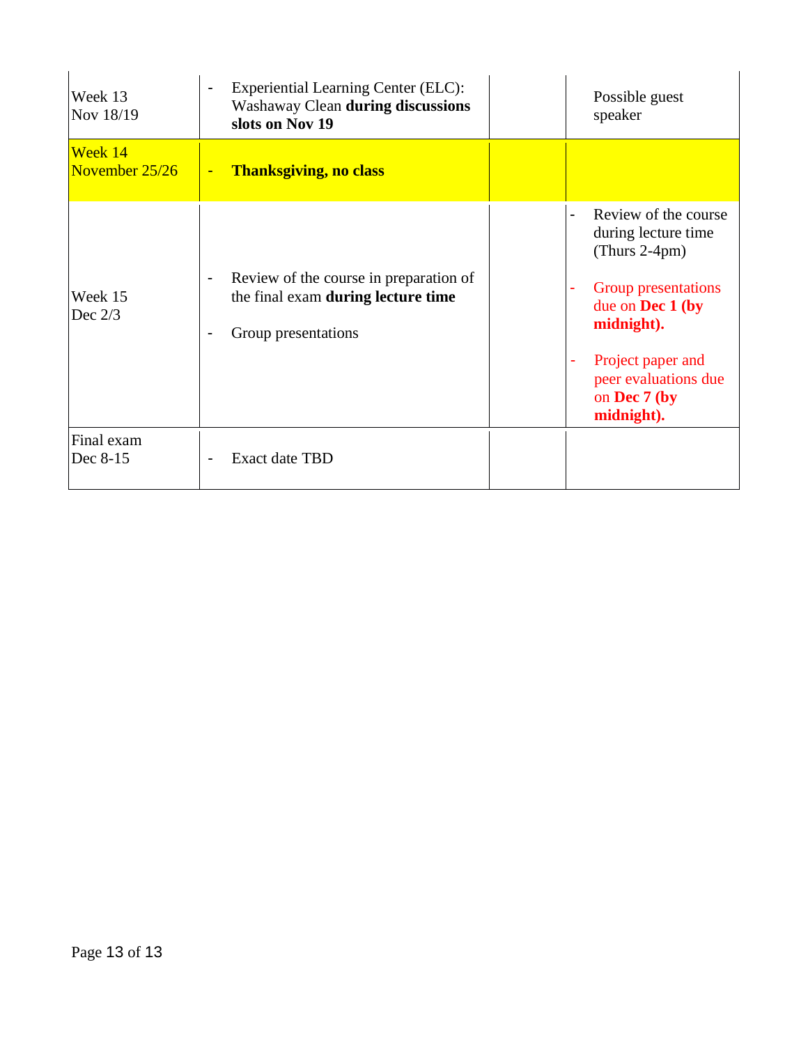| | | | |
|---|---|---|---|
| Week 13<br>Nov 18/19 | - Experiential Learning Center (ELC): Washaway Clean **during discussions slots on Nov 19** | | Possible guest speaker |
| Week 14<br>November 25/26 | - **Thanksgiving, no class** | | |
| Week 15<br>Dec 2/3 | - Review of the course in preparation of the final exam **during lecture time**<br>- Group presentations | | - Review of the course during lecture time (Thurs 2-4pm)<br>- Group presentations due on **Dec 1 (by midnight).**<br>- Project paper and peer evaluations due on **Dec 7 (by midnight).** |
| Final exam<br>Dec 8-15 | - Exact date TBD | | |